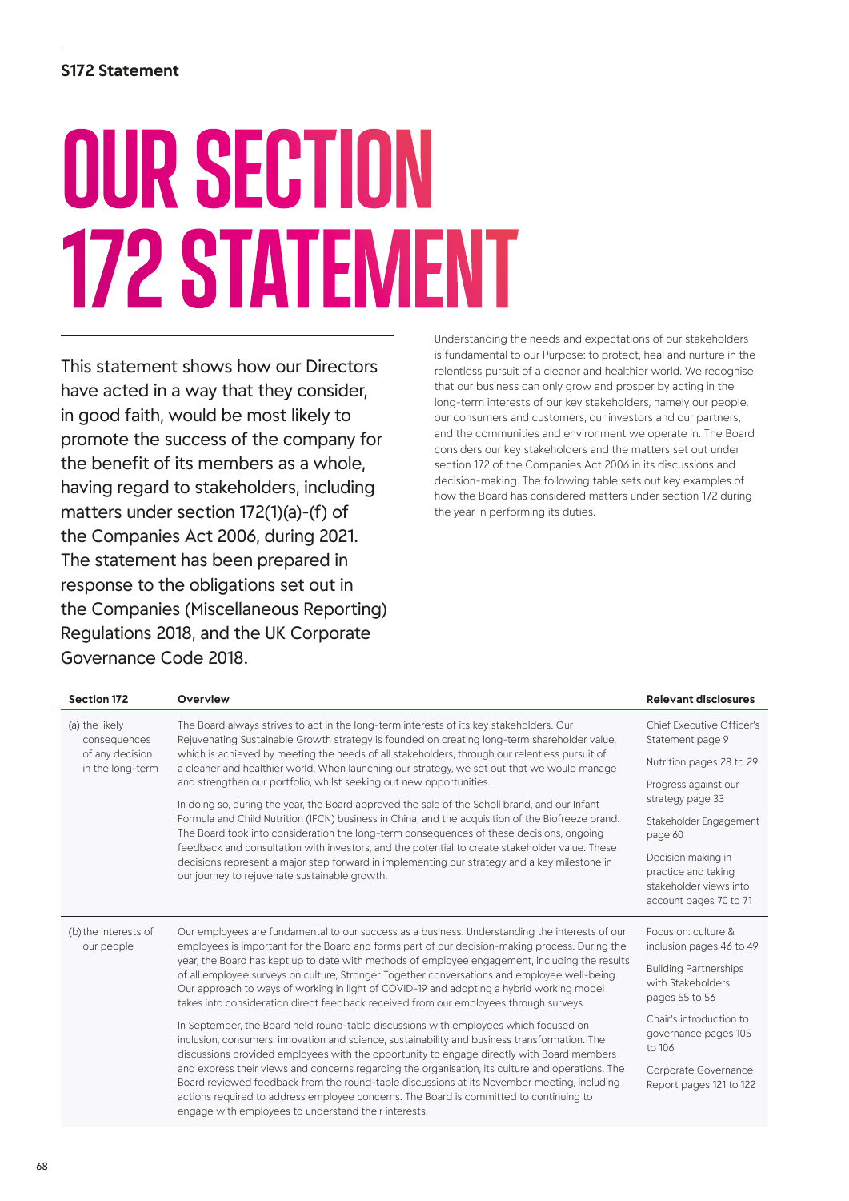**S172 Statement**

# OUR SECTION 172 STATEMENT

This statement shows how our Directors have acted in a way that they consider, in good faith, would be most likely to promote the success of the company for the benefit of its members as a whole, having regard to stakeholders, including matters under section 172(1)(a)-(f) of the Companies Act 2006, during 2021. The statement has been prepared in response to the obligations set out in the Companies (Miscellaneous Reporting) Regulations 2018, and the UK Corporate Governance Code 2018.

Understanding the needs and expectations of our stakeholders is fundamental to our Purpose: to protect, heal and nurture in the relentless pursuit of a cleaner and healthier world. We recognise that our business can only grow and prosper by acting in the long-term interests of our key stakeholders, namely our people, our consumers and customers, our investors and our partners, and the communities and environment we operate in. The Board considers our key stakeholders and the matters set out under section 172 of the Companies Act 2006 in its discussions and decision-making. The following table sets out key examples of how the Board has considered matters under section 172 during the year in performing its duties.

| Section 172 | Overview | Relevant disclosures |
| --- | --- | --- |
| (a) the likely consequences of any decision in the long-term | The Board always strives to act in the long-term interests of its key stakeholders. Our Rejuvenating Sustainable Growth strategy is founded on creating long-term shareholder value, which is achieved by meeting the needs of all stakeholders, through our relentless pursuit of a cleaner and healthier world. When launching our strategy, we set out that we would manage and strengthen our portfolio, whilst seeking out new opportunities.<br><br>In doing so, during the year, the Board approved the sale of the Scholl brand, and our Infant Formula and Child Nutrition (IFCN) business in China, and the acquisition of the Biofreeze brand. The Board took into consideration the long-term consequences of these decisions, ongoing feedback and consultation with investors, and the potential to create stakeholder value. These decisions represent a major step forward in implementing our strategy and a key milestone in our journey to rejuvenate sustainable growth. | Chief Executive Officer's Statement page 9<br><br>Nutrition pages 28 to 29<br><br>Progress against our strategy page 33<br><br>Stakeholder Engagement page 60<br><br>Decision making in practice and taking stakeholder views into account pages 70 to 71 |
| (b) the interests of our people | Our employees are fundamental to our success as a business. Understanding the interests of our employees is important for the Board and forms part of our decision-making process. During the year, the Board has kept up to date with methods of employee engagement, including the results of all employee surveys on culture, Stronger Together conversations and employee well-being. Our approach to ways of working in light of COVID-19 and adopting a hybrid working model takes into consideration direct feedback received from our employees through surveys.<br><br>In September, the Board held round-table discussions with employees which focused on inclusion, consumers, innovation and science, sustainability and business transformation. The discussions provided employees with the opportunity to engage directly with Board members and express their views and concerns regarding the organisation, its culture and operations. The Board reviewed feedback from the round-table discussions at its November meeting, including actions required to address employee concerns. The Board is committed to continuing to engage with employees to understand their interests. | Focus on: culture & inclusion pages 46 to 49<br><br>Building Partnerships with Stakeholders pages 55 to 56<br><br>Chair's introduction to governance pages 105 to 106<br><br>Corporate Governance Report pages 121 to 122 |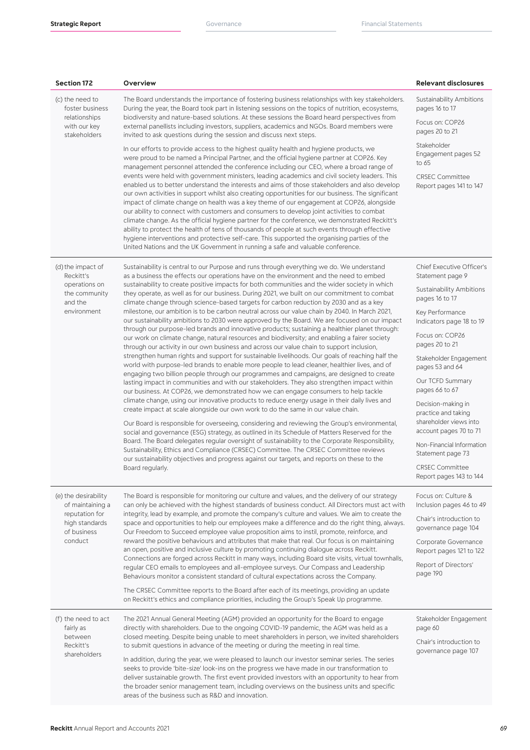| Section 172 | Overview | Relevant disclosures |
|---|---|---|
| (c) the need to foster business relationships with our key stakeholders | The Board understands the importance of fostering business relationships with key stakeholders. During the year, the Board took part in listening sessions on the topics of nutrition, ecosystems, biodiversity and nature-based solutions. At these sessions the Board heard perspectives from external panellists including investors, suppliers, academics and NGOs. Board members were invited to ask questions during the session and discuss next steps.<br><br>In our efforts to provide access to the highest quality health and hygiene products, we were proud to be named a Principal Partner, and the official hygiene partner at COP26. Key management personnel attended the conference including our CEO, where a broad range of events were held with government ministers, leading academics and civil society leaders. This enabled us to better understand the interests and aims of those stakeholders and also develop our own activities in support whilst also creating opportunities for our business. The significant impact of climate change on health was a key theme of our engagement at COP26, alongside our ability to connect with customers and consumers to develop joint activities to combat climate change. As the official hygiene partner for the conference, we demonstrated Reckitt's ability to protect the health of tens of thousands of people at such events through effective hygiene interventions and protective self-care. This supported the organising parties of the United Nations and the UK Government in running a safe and valuable conference. | Sustainability Ambitions pages 16 to 17<br><br>Focus on: COP26 pages 20 to 21<br><br>Stakeholder Engagement pages 52 to 65<br><br>CRSEC Committee Report pages 141 to 147 |
| (d) the impact of Reckitt's operations on the community and the environment | Sustainability is central to our Purpose and runs through everything we do. We understand as a business the effects our operations have on the environment and the need to embed sustainability to create positive impacts for both communities and the wider society in which they operate, as well as for our business. During 2021, we built on our commitment to combat climate change through science-based targets for carbon reduction by 2030 and as a key milestone, our ambition is to be carbon neutral across our value chain by 2040. In March 2021, our sustainability ambitions to 2030 were approved by the Board. We are focused on our impact through our purpose-led brands and innovative products; sustaining a healthier planet through: our work on climate change, natural resources and biodiversity; and enabling a fairer society through our activity in our own business and across our value chain to support inclusion, strengthen human rights and support for sustainable livelihoods. Our goals of reaching half the world with purpose-led brands to enable more people to lead cleaner, healthier lives, and of engaging two billion people through our programmes and campaigns, are designed to create lasting impact in communities and with our stakeholders. They also strengthen impact within our business. At COP26, we demonstrated how we can engage consumers to help tackle climate change, using our innovative products to reduce energy usage in their daily lives and create impact at scale alongside our own work to do the same in our value chain.<br><br>Our Board is responsible for overseeing, considering and reviewing the Group's environmental, social and governance (ESG) strategy, as outlined in its Schedule of Matters Reserved for the Board. The Board delegates regular oversight of sustainability to the Corporate Responsibility, Sustainability, Ethics and Compliance (CRSEC) Committee. The CRSEC Committee reviews our sustainability objectives and progress against our targets, and reports on these to the Board regularly. | Chief Executive Officer's Statement page 9<br><br>Sustainability Ambitions pages 16 to 17<br><br>Key Performance Indicators page 18 to 19<br><br>Focus on: COP26 pages 20 to 21<br><br>Stakeholder Engagement pages 53 and 64<br><br>Our TCFD Summary pages 66 to 67<br><br>Decision-making in practice and taking shareholder views into account pages 70 to 71<br><br>Non-Financial Information Statement page 73<br><br>CRSEC Committee Report pages 143 to 144 |
| (e) the desirability of maintaining a reputation for high standards of business conduct | The Board is responsible for monitoring our culture and values, and the delivery of our strategy can only be achieved with the highest standards of business conduct. All Directors must act with integrity, lead by example, and promote the company's culture and values. We aim to create the space and opportunities to help our employees make a difference and do the right thing, always. Our Freedom to Succeed employee value proposition aims to instil, promote, reinforce, and reward the positive behaviours and attributes that make that real. Our focus is on maintaining an open, positive and inclusive culture by promoting continuing dialogue across Reckitt. Connections are forged across Reckitt in many ways, including Board site visits, virtual townhalls, regular CEO emails to employees and all-employee surveys. Our Compass and Leadership Behaviours monitor a consistent standard of cultural expectations across the Company.<br><br>The CRSEC Committee reports to the Board after each of its meetings, providing an update on Reckitt's ethics and compliance priorities, including the Group's Speak Up programme. | Focus on: Culture & Inclusion pages 46 to 49<br><br>Chair's introduction to governance page 104<br><br>Corporate Governance Report pages 121 to 122<br><br>Report of Directors' page 190 |
| (f) the need to act fairly as between Reckitt's shareholders | The 2021 Annual General Meeting (AGM) provided an opportunity for the Board to engage directly with shareholders. Due to the ongoing COVID-19 pandemic, the AGM was held as a closed meeting. Despite being unable to meet shareholders in person, we invited shareholders to submit questions in advance of the meeting or during the meeting in real time.<br><br>In addition, during the year, we were pleased to launch our investor seminar series. The series seeks to provide 'bite-size' look-ins on the progress we have made in our transformation to deliver sustainable growth. The first event provided investors with an opportunity to hear from the broader senior management team, including overviews on the business units and specific areas of the business such as R&D and innovation. | Stakeholder Engagement page 60<br><br>Chair's introduction to governance page 107 |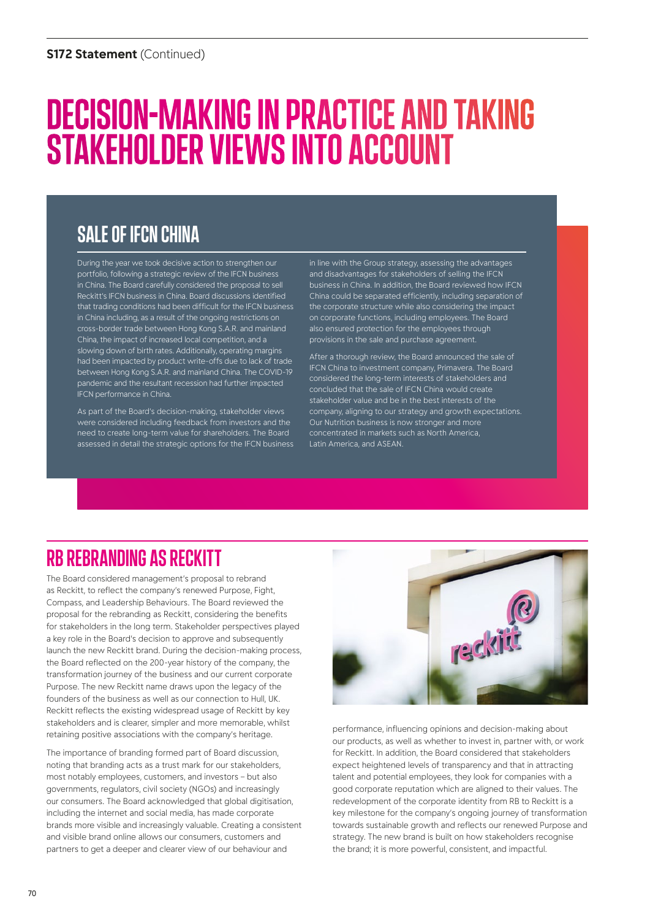# DECISION-MAKING IN PRACTICE AND TAKING STAKEHOLDER VIEWS INTO ACCOUNT

## SALE OF IFCN CHINA

During the year we took decisive action to strengthen our portfolio, following a strategic review of the IFCN business in China. The Board carefully considered the proposal to sell Reckitt's IFCN business in China. Board discussions identified that trading conditions had been difficult for the IFCN business in China including, as a result of the ongoing restrictions on cross-border trade between Hong Kong S.A.R. and mainland China, the impact of increased local competition, and a slowing down of birth rates. Additionally, operating margins had been impacted by product write-offs due to lack of trade between Hong Kong S.A.R. and mainland China. The COVID-19 pandemic and the resultant recession had further impacted IFCN performance in China.

As part of the Board's decision-making, stakeholder views were considered including feedback from investors and the need to create long-term value for shareholders. The Board assessed in detail the strategic options for the IFCN business in line with the Group strategy, assessing the advantages and disadvantages for stakeholders of selling the IFCN business in China. In addition, the Board reviewed how IFCN China could be separated efficiently, including separation of the corporate structure while also considering the impact on corporate functions, including employees. The Board also ensured protection for the employees through provisions in the sale and purchase agreement.

After a thorough review, the Board announced the sale of IFCN China to investment company, Primavera. The Board considered the long-term interests of stakeholders and concluded that the sale of IFCN China would create stakeholder value and be in the best interests of the company, aligning to our strategy and growth expectations. Our Nutrition business is now stronger and more concentrated in markets such as North America, Latin America, and ASEAN.

## RB REBRANDING AS RECKITT

The Board considered management's proposal to rebrand as Reckitt, to reflect the company's renewed Purpose, Fight, Compass, and Leadership Behaviours. The Board reviewed the proposal for the rebranding as Reckitt, considering the benefits for stakeholders in the long term. Stakeholder perspectives played a key role in the Board's decision to approve and subsequently launch the new Reckitt brand. During the decision-making process, the Board reflected on the 200-year history of the company, the transformation journey of the business and our current corporate Purpose. The new Reckitt name draws upon the legacy of the founders of the business as well as our connection to Hull, UK. Reckitt reflects the existing widespread usage of Reckitt by key stakeholders and is clearer, simpler and more memorable, whilst retaining positive associations with the company's heritage.

The importance of branding formed part of Board discussion, noting that branding acts as a trust mark for our stakeholders, most notably employees, customers, and investors – but also governments, regulators, civil society (NGOs) and increasingly our consumers. The Board acknowledged that global digitisation, including the internet and social media, has made corporate brands more visible and increasingly valuable. Creating a consistent and visible brand online allows our consumers, customers and partners to get a deeper and clearer view of our behaviour and performance, influencing opinions and decision-making about our products, as well as whether to invest in, partner with, or work for Reckitt. In addition, the Board considered that stakeholders expect heightened levels of transparency and that in attracting talent and potential employees, they look for companies with a good corporate reputation which are aligned to their values. The redevelopment of the corporate identity from RB to Reckitt is a key milestone for the company's ongoing journey of transformation towards sustainable growth and reflects our renewed Purpose and strategy. The new brand is built on how stakeholders recognise the brand; it is more powerful, consistent, and impactful.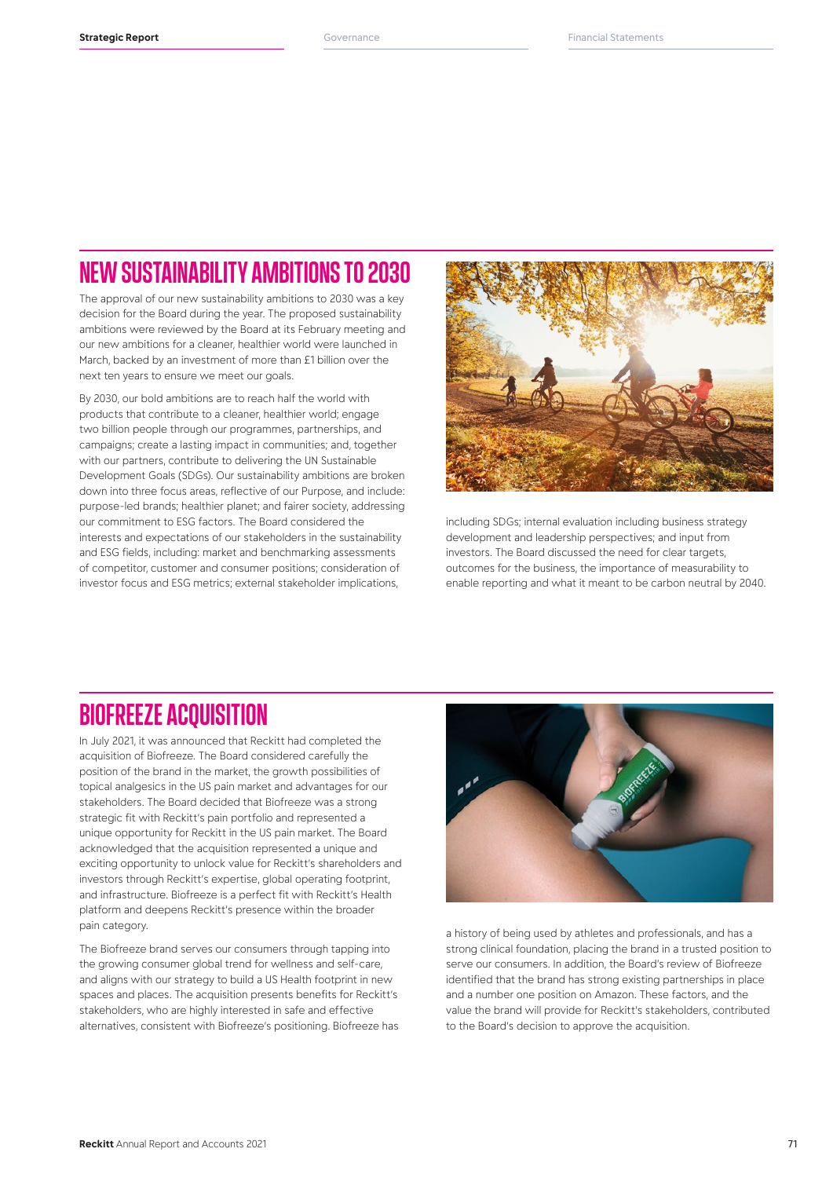## NEW SUSTAINABILITY AMBITIONS TO 2030

The approval of our new sustainability ambitions to 2030 was a key decision for the Board during the year. The proposed sustainability ambitions were reviewed by the Board at its February meeting and our new ambitions for a cleaner, healthier world were launched in March, backed by an investment of more than £1 billion over the next ten years to ensure we meet our goals.

By 2030, our bold ambitions are to reach half the world with products that contribute to a cleaner, healthier world; engage two billion people through our programmes, partnerships, and campaigns; create a lasting impact in communities; and, together with our partners, contribute to delivering the UN Sustainable Development Goals (SDGs). Our sustainability ambitions are broken down into three focus areas, reflective of our Purpose, and include: purpose-led brands; healthier planet; and fairer society, addressing our commitment to ESG factors. The Board considered the interests and expectations of our stakeholders in the sustainability and ESG fields, including: market and benchmarking assessments of competitor, customer and consumer positions; consideration of investor focus and ESG metrics; external stakeholder implications, including SDGs; internal evaluation including business strategy development and leadership perspectives; and input from investors. The Board discussed the need for clear targets, outcomes for the business, the importance of measurability to enable reporting and what it meant to be carbon neutral by 2040.

## BIOFREEZE ACQUISITION

In July 2021, it was announced that Reckitt had completed the acquisition of Biofreeze. The Board considered carefully the position of the brand in the market, the growth possibilities of topical analgesics in the US pain market and advantages for our stakeholders. The Board decided that Biofreeze was a strong strategic fit with Reckitt's pain portfolio and represented a unique opportunity for Reckitt in the US pain market. The Board acknowledged that the acquisition represented a unique and exciting opportunity to unlock value for Reckitt's shareholders and investors through Reckitt's expertise, global operating footprint, and infrastructure. Biofreeze is a perfect fit with Reckitt's Health platform and deepens Reckitt's presence within the broader pain category.

The Biofreeze brand serves our consumers through tapping into the growing consumer global trend for wellness and self-care, and aligns with our strategy to build a US Health footprint in new spaces and places. The acquisition presents benefits for Reckitt's stakeholders, who are highly interested in safe and effective alternatives, consistent with Biofreeze's positioning. Biofreeze has a history of being used by athletes and professionals, and has a strong clinical foundation, placing the brand in a trusted position to serve our consumers. In addition, the Board's review of Biofreeze identified that the brand has strong existing partnerships in place and a number one position on Amazon. These factors, and the value the brand will provide for Reckitt's stakeholders, contributed to the Board's decision to approve the acquisition.